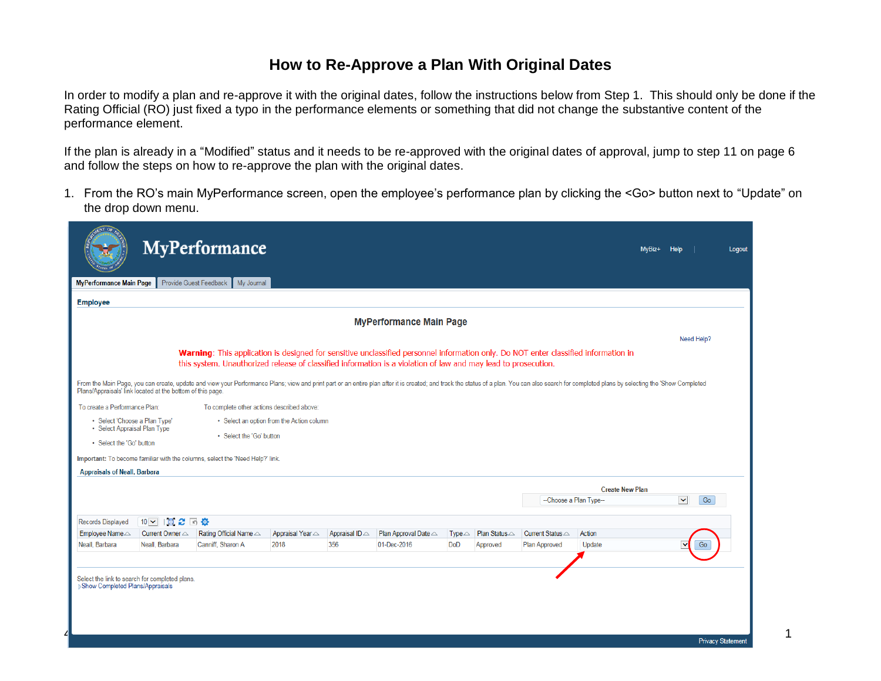# How to Re-Approve a Plan With Original Dates

In order to modify a plan and re-approve it with the original dates, follow the instructions below from Step 1. This should only be done if the Rating Official (RO) just fixed a typo in the performance elements or something that did not change the substantive content of the performance element.

If the plan is already in a "Modified" status and it needs to be re-approved with the original dates of approval, jump to step 11 on page 6 and follow the steps on how to re-approve the plan with the original dates.

1. From the RO's main MyPerformance screen, open the employee's performance plan by clicking the <Go> button next to "Update" on the drop down menu.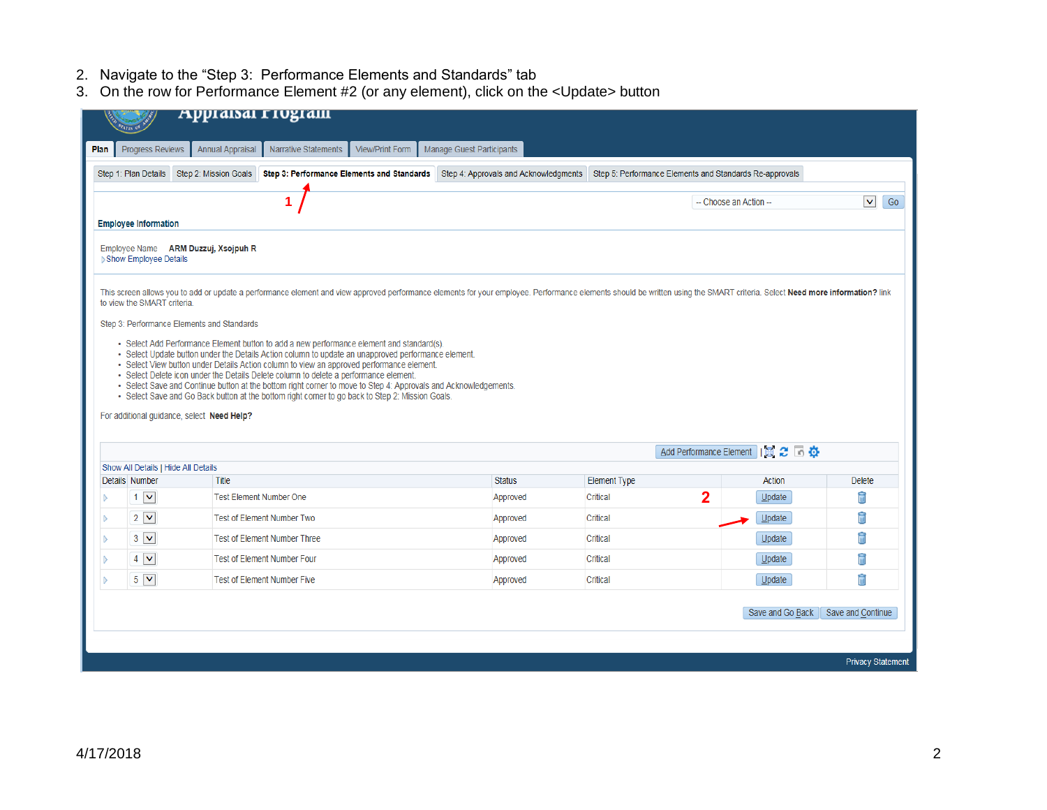2. Navigate to the "Step 3: Performance Elements and Standards" tab
3. On the row for Performance Element #2 (or any element), click on the <Update> button

Appraisal Program

Plan | Progress Reviews | Annual Appraisal | Narrative Statements | View/Print Form | Manage Guest Participants

Step 1: Plan Details | Step 2: Mission Goals | **Step 3: Performance Elements and Standards** | Step 4: Approvals and Acknowledgments | Step 5: Performance Elements and Standards Re-approvals

1

-- Choose an Action -- Go

**Employee Information**

Employee Name **ARM Duzzuj, Xsojpuh R**
Show Employee Details

This screen allows you to add or update a performance element and view approved performance elements for your employee. Performance elements should be written using the SMART criteria. Select **Need more information?** link to view the SMART criteria.

Step 3: Performance Elements and Standards

- Select Add Performance Element button to add a new performance element and standard(s).
- Select Update button under the Details Action column to update an unapproved performance element.
- Select View button under Details Action column to view an approved performance element.
- Select Delete icon under the Details Delete column to delete a performance element.
- Select Save and Continue button at the bottom right corner to move to Step 4: Approvals and Acknowledgements.
- Select Save and Go Back button at the bottom right corner to go back to Step 2: Mission Goals.

For additional guidance, select **Need Help?**

Add Performance Element

Show All Details | Hide All Details

| Details | Number | Title | Status | Element Type | Action | Delete |
|---|---|---|---|---|---|---|
| | 1 | Test Element Number One | Approved | Critical | Update | |
| | 2 | Test of Element Number Two | Approved | Critical | Update | |
| | 3 | Test of Element Number Three | Approved | Critical | Update | |
| | 4 | Test of Element Number Four | Approved | Critical | Update | |
| | 5 | Test of Element Number Five | Approved | Critical | Update | |

2

Save and Go Back | Save and Continue

Privacy Statement

4/17/2018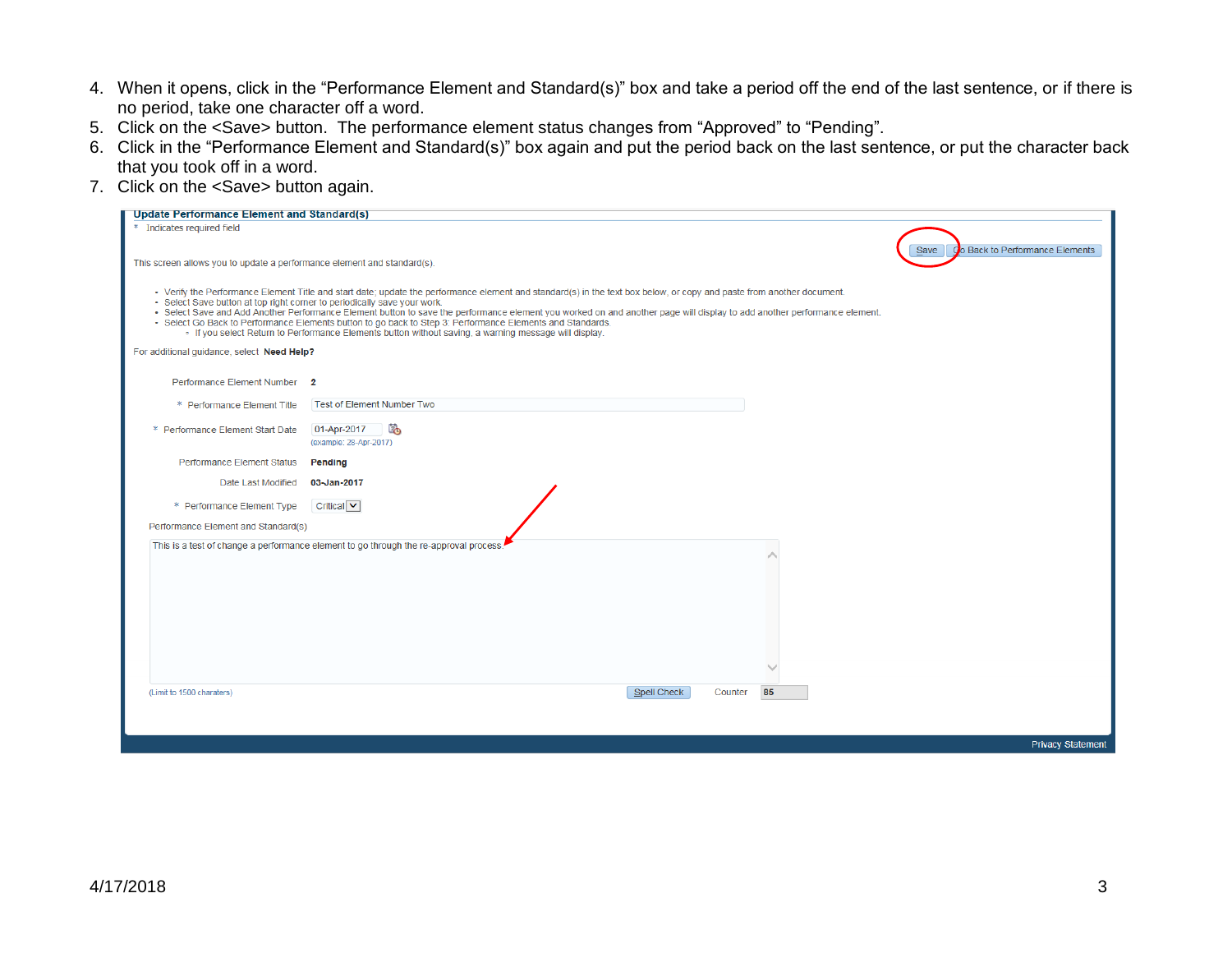4. When it opens, click in the "Performance Element and Standard(s)" box and take a period off the end of the last sentence, or if there is no period, take one character off a word.
5. Click on the <Save> button. The performance element status changes from "Approved" to "Pending".
6. Click in the "Performance Element and Standard(s)" box again and put the period back on the last sentence, or put the character back that you took off in a word.
7. Click on the <Save> button again.

**Update Performance Element and Standard(s)**

\* Indicates required field

Save | Go Back to Performance Elements

This screen allows you to update a performance element and standard(s).

- Verify the Performance Element Title and start date; update the performance element and standard(s) in the text box below, or copy and paste from another document.
- Select Save button at top right corner to periodically save your work.
- Select Save and Add Another Performance Element button to save the performance element you worked on and another page will display to add another performance element.
- Select Go Back to Performance Elements button to go back to Step 3: Performance Elements and Standards.
  - If you select Return to Performance Elements button without saving, a warning message will display.

For additional guidance, select **Need Help?**

Performance Element Number **2**

\* Performance Element Title: Test of Element Number Two

\* Performance Element Start Date: 01-Apr-2017 (example: 28-Apr-2017)

Performance Element Status **Pending**

Date Last Modified **03-Jan-2017**

\* Performance Element Type: Critical

Performance Element and Standard(s)

This is a test of change a performance element to go through the re-approval process.

(Limit to 1500 charaters) Spell Check Counter 85

Privacy Statement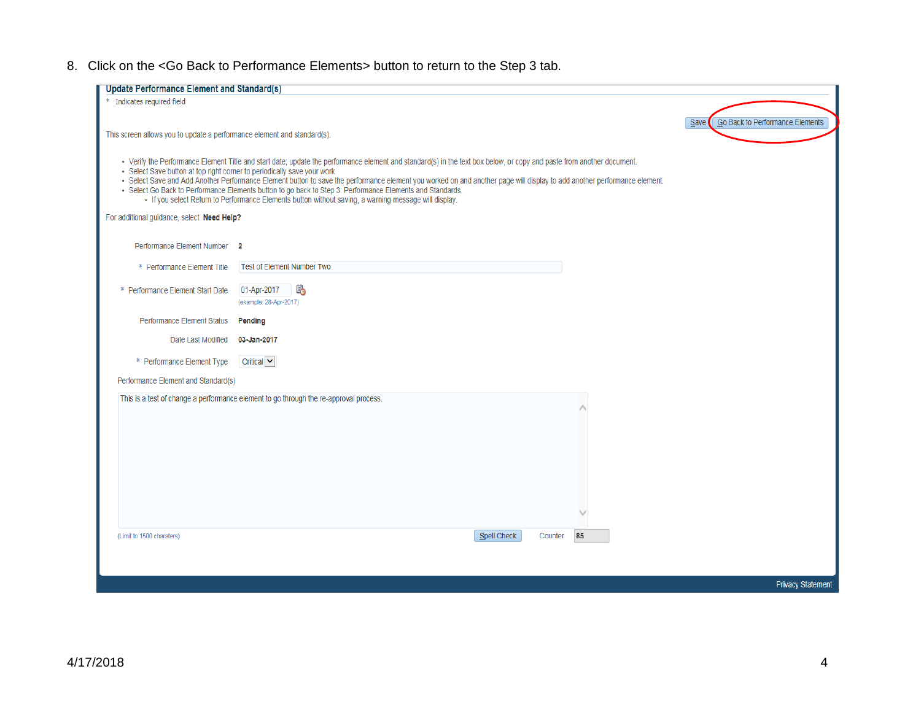8. Click on the <Go Back to Performance Elements> button to return to the Step 3 tab.

**Update Performance Element and Standard(s)**

\* Indicates required field

Save | Go Back to Performance Elements

This screen allows you to update a performance element and standard(s).

- Verify the Performance Element Title and start date; update the performance element and standard(s) in the text box below, or copy and paste from another document.
- Select Save button at top right corner to periodically save your work.
- Select Save and Add Another Performance Element button to save the performance element you worked on and another page will display to add another performance element.
- Select Go Back to Performance Elements button to go back to Step 3: Performance Elements and Standards.
  - If you select Return to Performance Elements button without saving, a warning message will display.

For additional guidance, select **Need Help?**

Performance Element Number **2**

\* Performance Element Title: Test of Element Number Two

\* Performance Element Start Date: 01-Apr-2017 (example: 28-Apr-2017)

Performance Element Status **Pending**

Date Last Modified **03-Jan-2017**

\* Performance Element Type: Critical

Performance Element and Standard(s)

This is a test of change a performance element to go through the re-approval process.

(Limit to 1500 charaters) Spell Check Counter 85

Privacy Statement

4/17/2018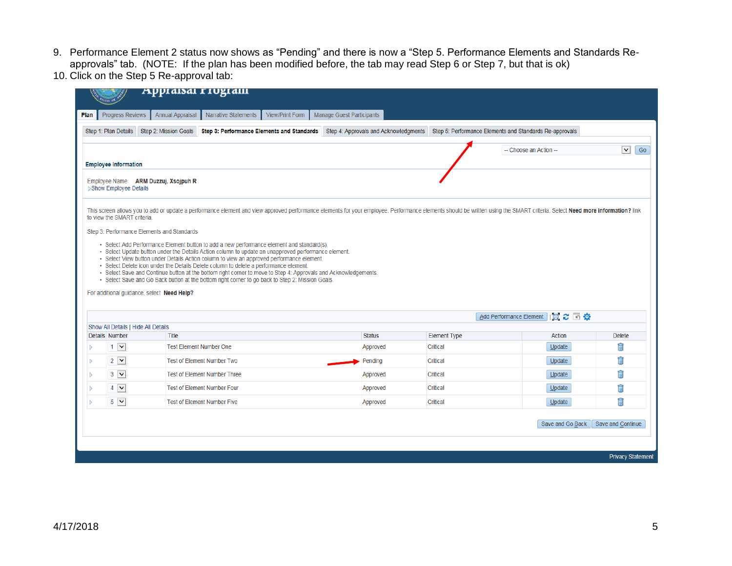9. Performance Element 2 status now shows as “Pending” and there is now a “Step 5. Performance Elements and Standards Re-approvals” tab. (NOTE: If the plan has been modified before, the tab may read Step 6 or Step 7, but that is ok)
10. Click on the Step 5 Re-approval tab: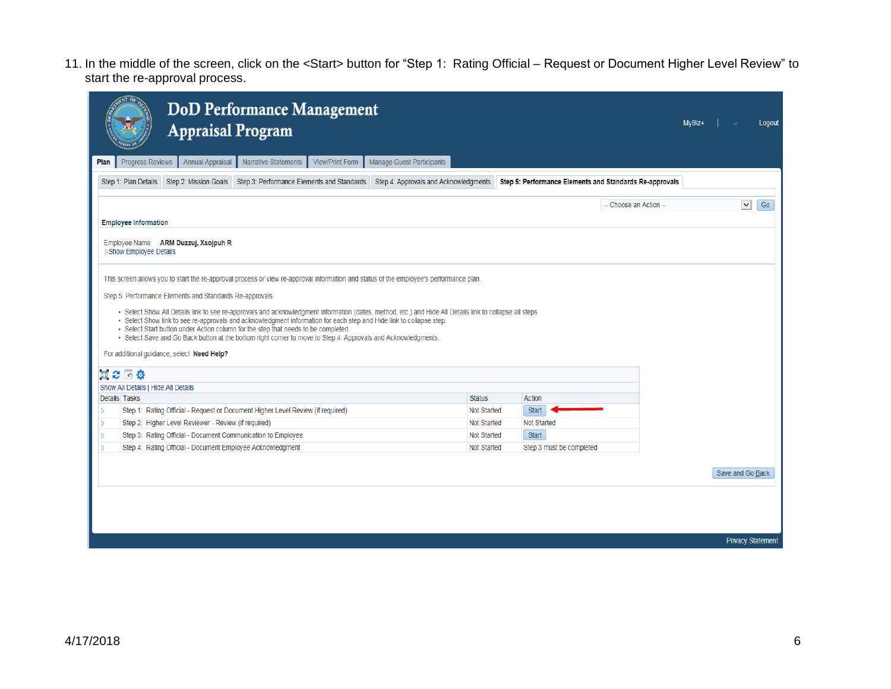11. In the middle of the screen, click on the <Start> button for “Step 1: Rating Official – Request or Document Higher Level Review” to start the re-approval process.

DoD Performance Management Appraisal Program

MyBiz+ | Logout

Plan | Progress Reviews | Annual Appraisal | Narrative Statements | View/Print Form | Manage Guest Participants

Step 1: Plan Details | Step 2: Mission Goals | Step 3: Performance Elements and Standards | Step 4: Approvals and Acknowledgments | **Step 5: Performance Elements and Standards Re-approvals**

-- Choose an Action -- | Go

**Employee Information**

Employee Name **ARM Duzzuj, Xsojpuh R**

Show Employee Details

This screen allows you to start the re-approval process or view re-approval information and status of the employee's performance plan.

Step 5: Performance Elements and Standards Re-approvals

- Select Show All Details link to see re-approvals and acknowledgment information (dates, method, etc.) and Hide All Details link to collapse all steps.
- Select Show link to see re-approvals and acknowledgment information for each step and Hide link to collapse step.
- Select Start button under Action column for the step that needs to be completed.
- Select Save and Go Back button at the bottom right corner to move to Step 4: Approvals and Acknowledgments.

For additional guidance, select **Need Help?**

Show All Details | Hide All Details

| Details | Tasks | Status | Action |
|---|---|---|---|
| | Step 1: Rating Official - Request or Document Higher Level Review (if required) | Not Started | Start |
| | Step 2: Higher Level Reviewer - Review (if required) | Not Started | Not Started |
| | Step 3: Rating Official - Document Communication to Employee | Not Started | Start |
| | Step 4: Rating Official - Document Employee Acknowledgment | Not Started | Step 3 must be completed |

Save and Go Back

Privacy Statement

4/17/2018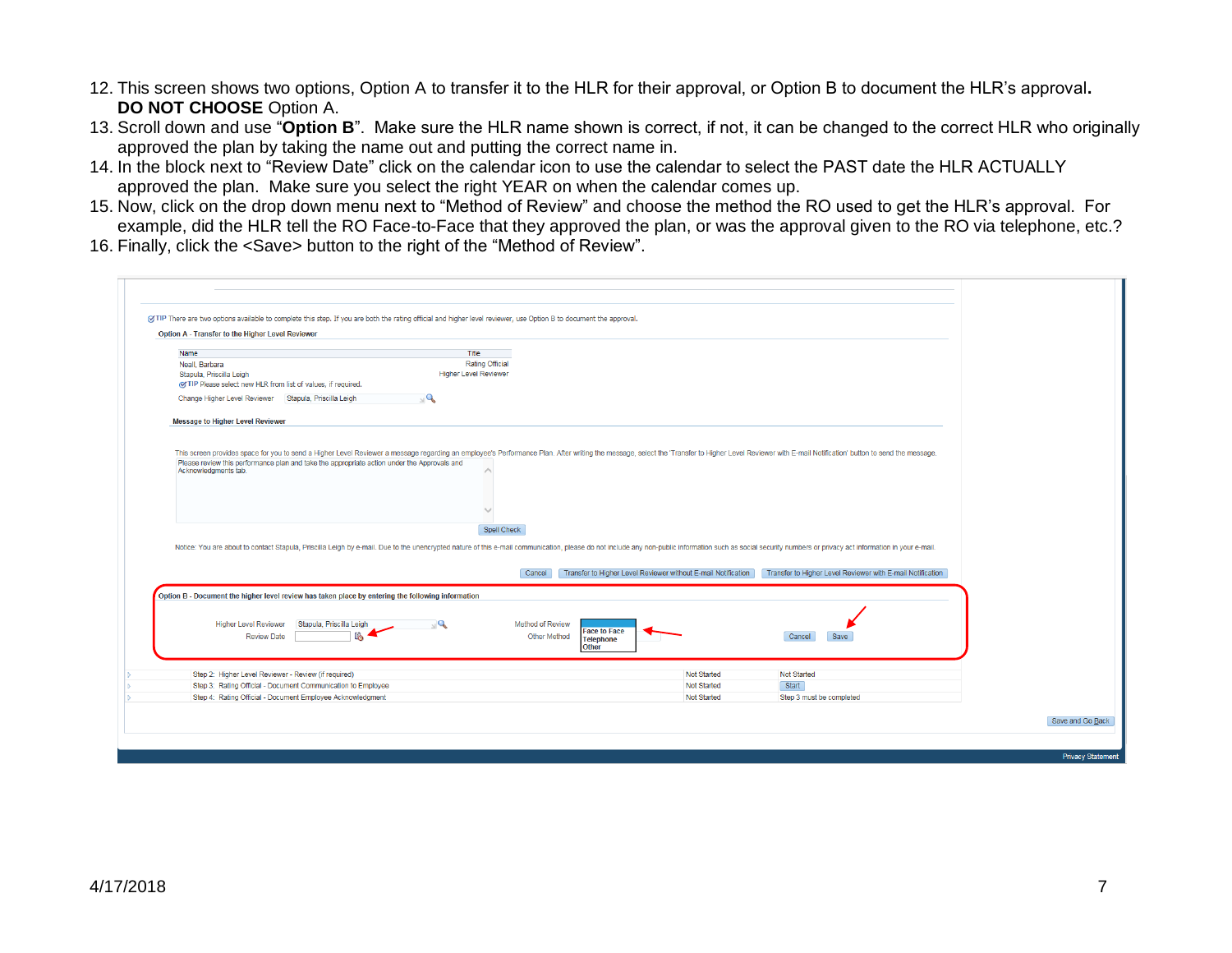12. This screen shows two options, Option A to transfer it to the HLR for their approval, or Option B to document the HLR's approval. **DO NOT CHOOSE** Option A.
13. Scroll down and use "**Option B**". Make sure the HLR name shown is correct, if not, it can be changed to the correct HLR who originally approved the plan by taking the name out and putting the correct name in.
14. In the block next to "Review Date" click on the calendar icon to use the calendar to select the PAST date the HLR ACTUALLY approved the plan. Make sure you select the right YEAR on when the calendar comes up.
15. Now, click on the drop down menu next to "Method of Review" and choose the method the RO used to get the HLR's approval. For example, did the HLR tell the RO Face-to-Face that they approved the plan, or was the approval given to the RO via telephone, etc.?
16. Finally, click the <Save> button to the right of the "Method of Review".

TIP There are two options available to complete this step. If you are both the rating official and higher level reviewer, use Option B to document the approval.

**Option A - Transfer to the Higher Level Reviewer**

| Name | Title |
| --- | --- |
| Neall, Barbara | Rating Official |
| Stapula, Priscilla Leigh | Higher Level Reviewer |

TIP Please select new HLR from list of values, if required.

Change Higher Level Reviewer: Stapula, Priscilla Leigh

**Message to Higher Level Reviewer**

This screen provides space for you to send a Higher Level Reviewer a message regarding an employee's Performance Plan. After writing the message, select the 'Transfer to Higher Level Reviewer with E-mail Notification' button to send the message.

Please review this performance plan and take the appropriate action under the Approvals and Acknowledgments tab.

Spell Check

Notice: You are about to contact Stapula, Priscilla Leigh by e-mail. Due to the unencrypted nature of this e-mail communication, please do not include any non-public information such as social security numbers or privacy act information in your e-mail.

Cancel | Transfer to Higher Level Reviewer without E-mail Notification | Transfer to Higher Level Reviewer with E-mail Notification

**Option B - Document the higher level review has taken place by entering the following information**

Higher Level Reviewer: Stapula, Priscilla Leigh

Review Date:

Method of Review: Face to Face / Telephone / Other

Other Method:

Cancel | Save

| | | |
| --- | --- | --- |
| Step 2: Higher Level Reviewer - Review (if required) | Not Started | Not Started |
| Step 3: Rating Official - Document Communication to Employee | Not Started | Start |
| Step 4: Rating Official - Document Employee Acknowledgment | Not Started | Step 3 must be completed |

Save and Go Back

Privacy Statement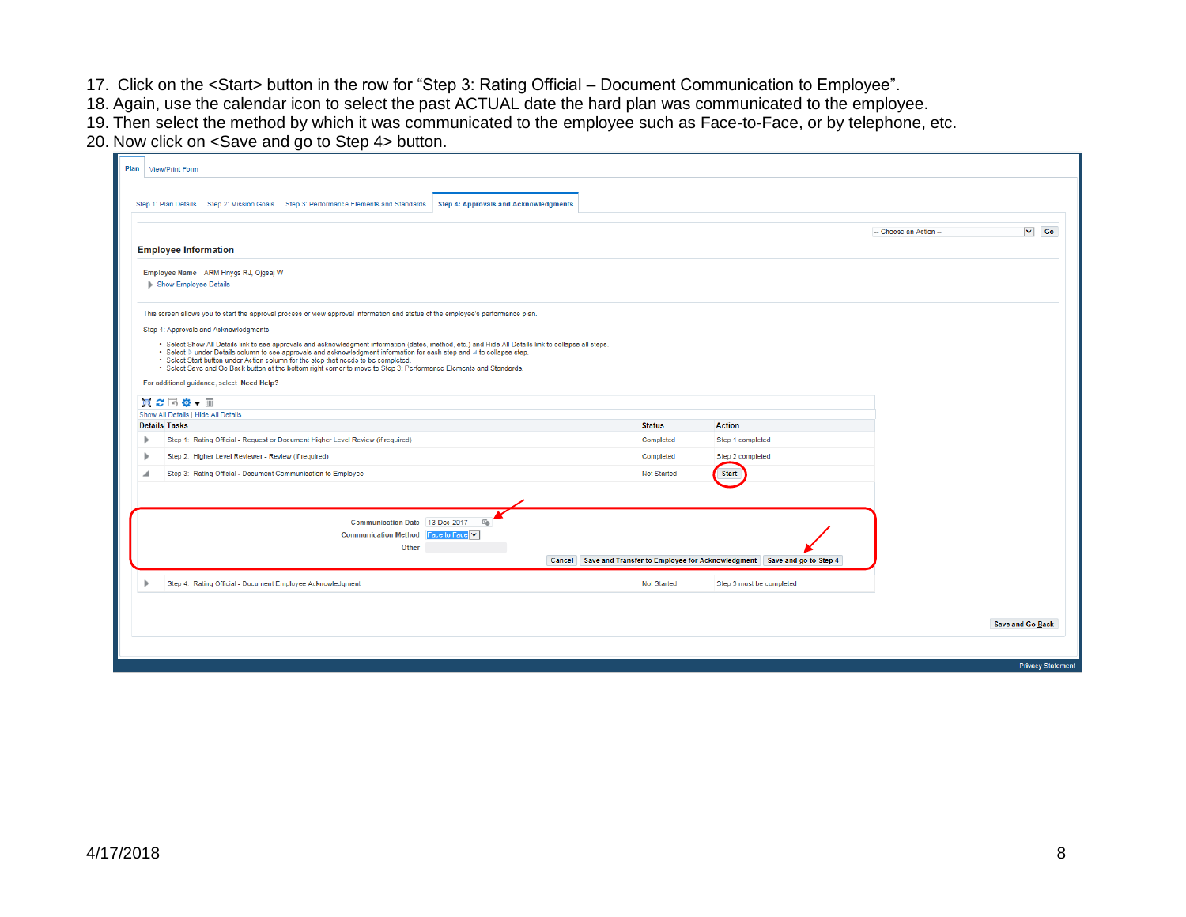17. Click on the <Start> button in the row for “Step 3: Rating Official – Document Communication to Employee”.
18. Again, use the calendar icon to select the past ACTUAL date the hard plan was communicated to the employee.
19. Then select the method by which it was communicated to the employee such as Face-to-Face, or by telephone, etc.
20. Now click on <Save and go to Step 4> button.

Plan | View/Print Form

Step 1: Plan Details | Step 2: Mission Goals | Step 3: Performance Elements and Standards | **Step 4: Approvals and Acknowledgments**

-- Choose an Action -- Go

**Employee Information**

**Employee Name** ARM Hnygs RJ, Ojgsaj W

Show Employee Details

This screen allows you to start the approval process or view approval information and status of the employee's performance plan.

Step 4: Approvals and Acknowledgments

- Select Show All Details link to see approvals and acknowledgment information (dates, method, etc.) and Hide All Details link to collapse all steps.
- Select ▷ under Details column to see approvals and acknowledgment information for each step and ◢ to collapse step.
- Select Start button under Action column for the step that needs to be completed.
- Select Save and Go Back button at the bottom right corner to move to Step 3: Performance Elements and Standards.

For additional guidance, select **Need Help?**

Show All Details | Hide All Details

| Details | Tasks | Status | Action |
|---|---|---|---|
| ▷ | Step 1: Rating Official - Request or Document Higher Level Review (if required) | Completed | Step 1 completed |
| ▷ | Step 2: Higher Level Reviewer - Review (if required) | Completed | Step 2 completed |
| ◢ | Step 3: Rating Official - Document Communication to Employee | Not Started | Start |
| ▷ | Step 4: Rating Official - Document Employee Acknowledgment | Not Started | Step 3 must be completed |

Communication Date: 13-Dec-2017

Communication Method: Face to Face

Other:

Cancel | Save and Transfer to Employee for Acknowledgment | Save and go to Step 4

Save and Go Back

Privacy Statement

4/17/2018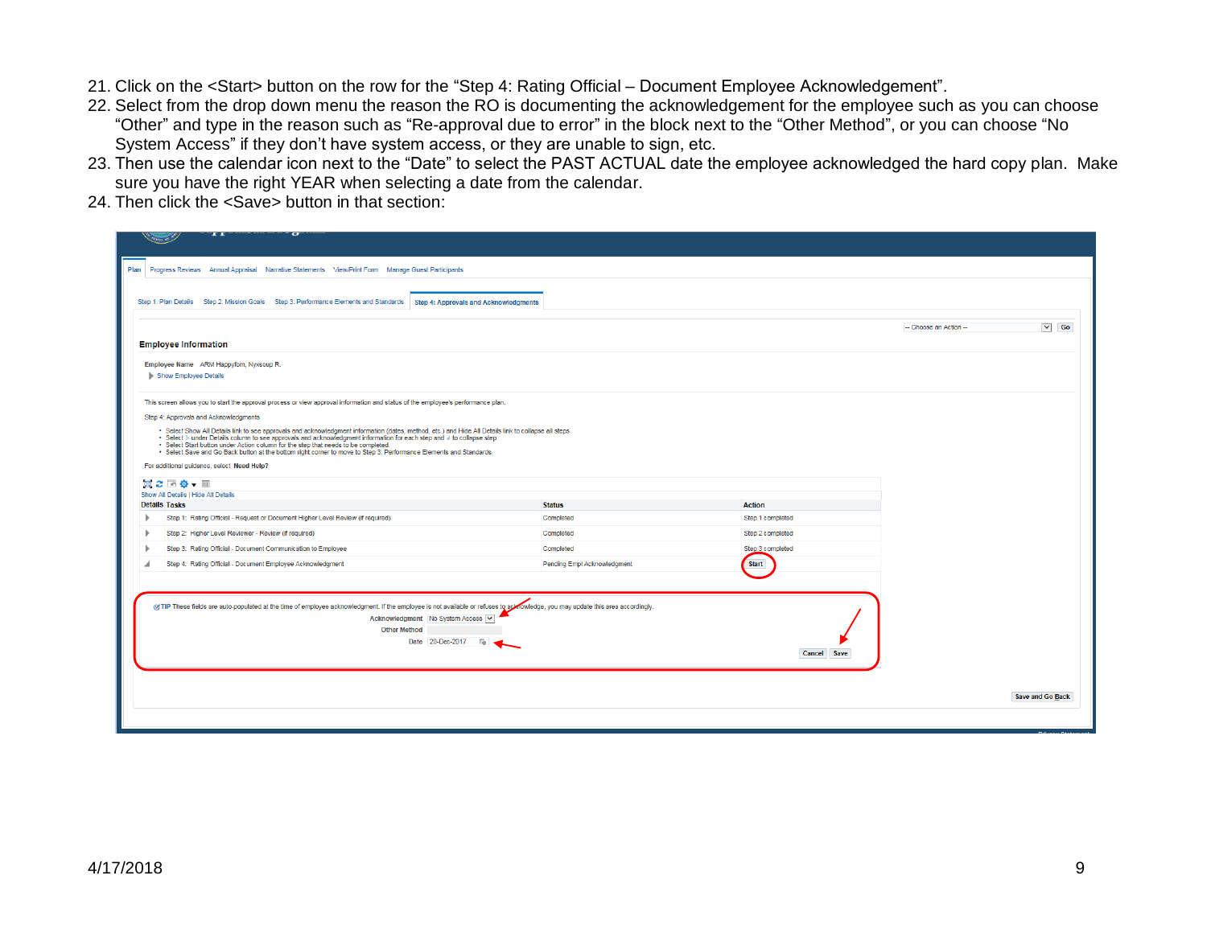21. Click on the <Start> button on the row for the "Step 4: Rating Official – Document Employee Acknowledgement".
22. Select from the drop down menu the reason the RO is documenting the acknowledgement for the employee such as you can choose "Other" and type in the reason such as "Re-approval due to error" in the block next to the "Other Method", or you can choose "No System Access" if they don't have system access, or they are unable to sign, etc.
23. Then use the calendar icon next to the "Date" to select the PAST ACTUAL date the employee acknowledged the hard copy plan. Make sure you have the right YEAR when selecting a date from the calendar.
24. Then click the <Save> button in that section: